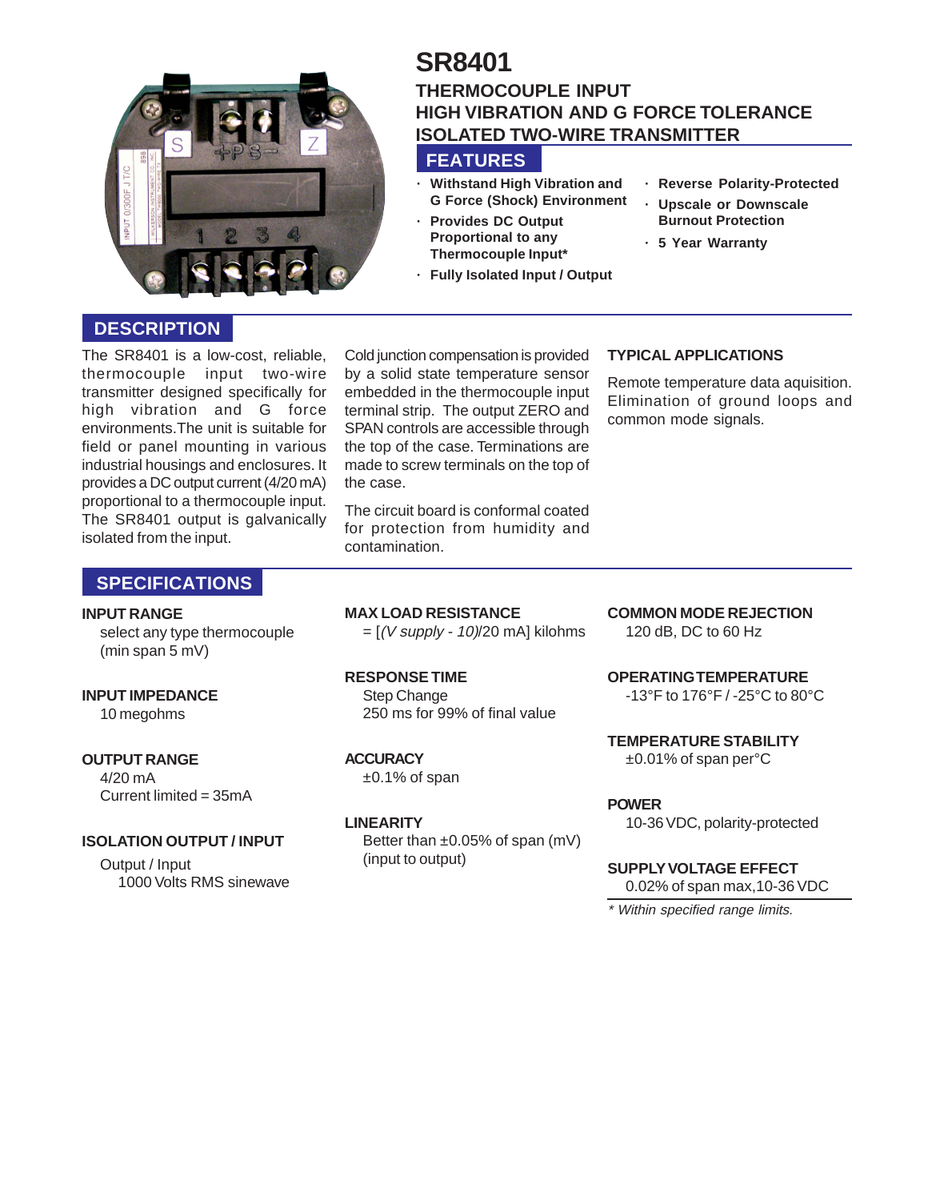# SR8401

## THERMOCOUPLE INPUT
## HIGH VIBRATION AND G FORCE TOLERANCE
## ISOLATED TWO-WIRE TRANSMITTER

## FEATURES

- **Withstand High Vibration and G Force (Shock) Environment**
- **Provides DC Output Proportional to any Thermocouple Input***
- **Fully Isolated Input / Output**
- **Reverse Polarity-Protected**
- **Upscale or Downscale Burnout Protection**
- **5 Year Warranty**

## DESCRIPTION

The SR8401 is a low-cost, reliable, thermocouple input two-wire transmitter designed specifically for high vibration and G force environments.The unit is suitable for field or panel mounting in various industrial housings and enclosures. It provides a DC output current (4/20 mA) proportional to a thermocouple input. The SR8401 output is galvanically isolated from the input.

Cold junction compensation is provided by a solid state temperature sensor embedded in the thermocouple input terminal strip. The output ZERO and SPAN controls are accessible through the top of the case. Terminations are made to screw terminals on the top of the case.

The circuit board is conformal coated for protection from humidity and contamination.

### TYPICAL APPLICATIONS

Remote temperature data aquisition. Elimination of ground loops and common mode signals.

## SPECIFICATIONS

**INPUT RANGE**
select any type thermocouple (min span 5 mV)

**INPUT IMPEDANCE**
10 megohms

**OUTPUT RANGE**
4/20 mA
Current limited = 35mA

**ISOLATION OUTPUT / INPUT**
Output / Input
1000 Volts RMS sinewave

**MAX LOAD RESISTANCE**
= [*(V supply - 10)*/20 mA] kilohms

**RESPONSE TIME**
Step Change
250 ms for 99% of final value

**ACCURACY**
±0.1% of span

**LINEARITY**
Better than ±0.05% of span (mV) (input to output)

**COMMON MODE REJECTION**
120 dB, DC to 60 Hz

**OPERATING TEMPERATURE**
-13°F to 176°F / -25°C to 80°C

**TEMPERATURE STABILITY**
±0.01% of span per°C

**POWER**
10-36 VDC, polarity-protected

**SUPPLY VOLTAGE EFFECT**
0.02% of span max,10-36 VDC

*\* Within specified range limits.*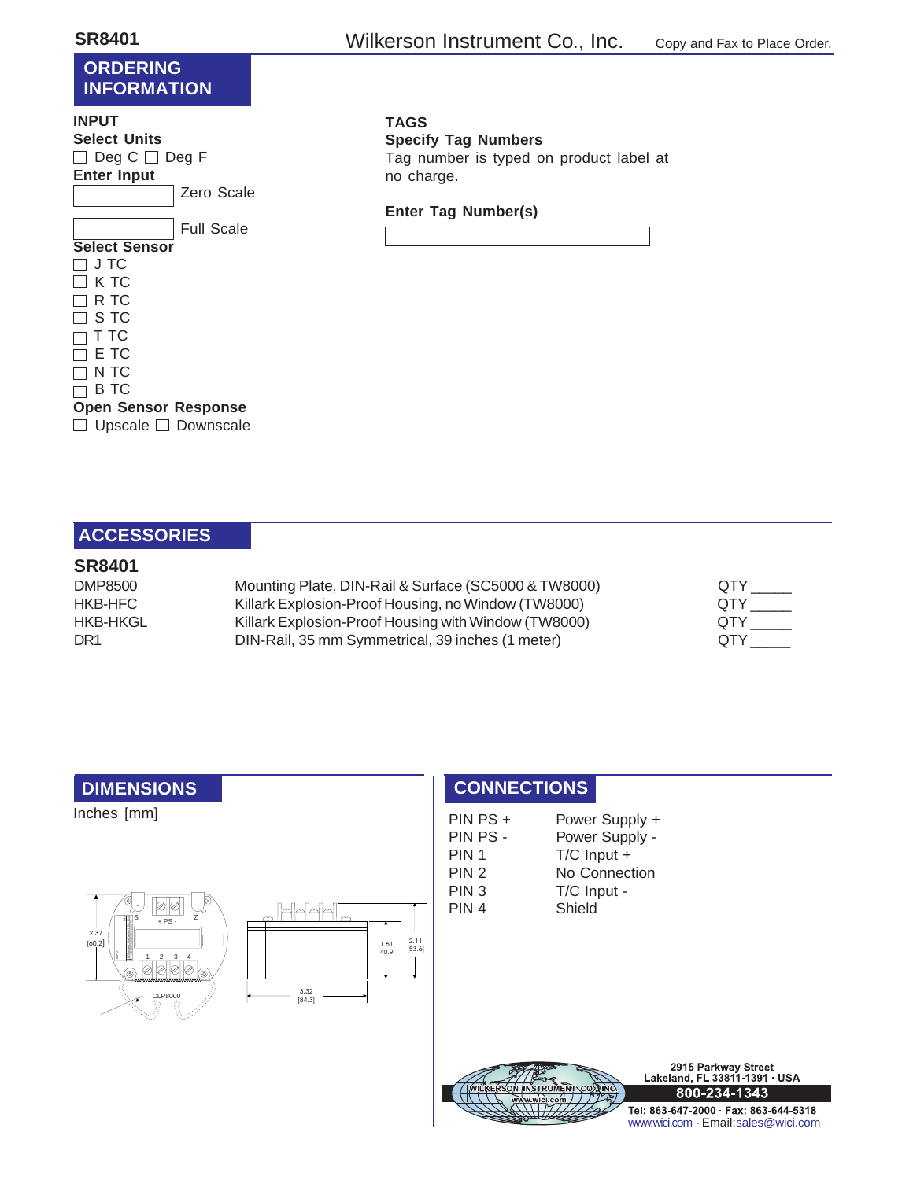SR8401 — Wilkerson Instrument Co., Inc. — Copy and Fax to Place Order.

## ORDERING INFORMATION

**INPUT**

**Select Units**

☐ Deg C ☐ Deg F

**Enter Input**

☐ Zero Scale

☐ Full Scale

**Select Sensor**

☐ J TC
☐ K TC
☐ R TC
☐ S TC
☐ T TC
☐ E TC
☐ N TC
☐ B TC

**Open Sensor Response**

☐ Upscale ☐ Downscale

**TAGS**

**Specify Tag Numbers**

Tag number is typed on product label at no charge.

**Enter Tag Number(s)**

☐

## ACCESSORIES

### SR8401

| | | |
|---|---|---|
| DMP8500 | Mounting Plate, DIN-Rail & Surface (SC5000 & TW8000) | QTY _____ |
| HKB-HFC | Killark Explosion-Proof Housing, no Window (TW8000) | QTY _____ |
| HKB-HKGL | Killark Explosion-Proof Housing with Window (TW8000) | QTY _____ |
| DR1 | DIN-Rail, 35 mm Symmetrical, 39 inches (1 meter) | QTY _____ |

## DIMENSIONS

Inches [mm]

2.37
[60.2]

S
+ PS -
Z
1 2 3 4
CLP8000

1.61
40.9

2.11
[53.6]

3.32
[84.3]

## CONNECTIONS

| | |
|---|---|
| PIN PS + | Power Supply + |
| PIN PS - | Power Supply - |
| PIN 1 | T/C Input + |
| PIN 2 | No Connection |
| PIN 3 | T/C Input - |
| PIN 4 | Shield |

WILKERSON INSTRUMENT CO., INC.
www.wici.com

2915 Parkway Street
Lakeland, FL 33811-1391 · USA
800-234-1343
Tel: 863-647-2000 · Fax: 863-644-5318
www.wici.com · Email:sales@wici.com